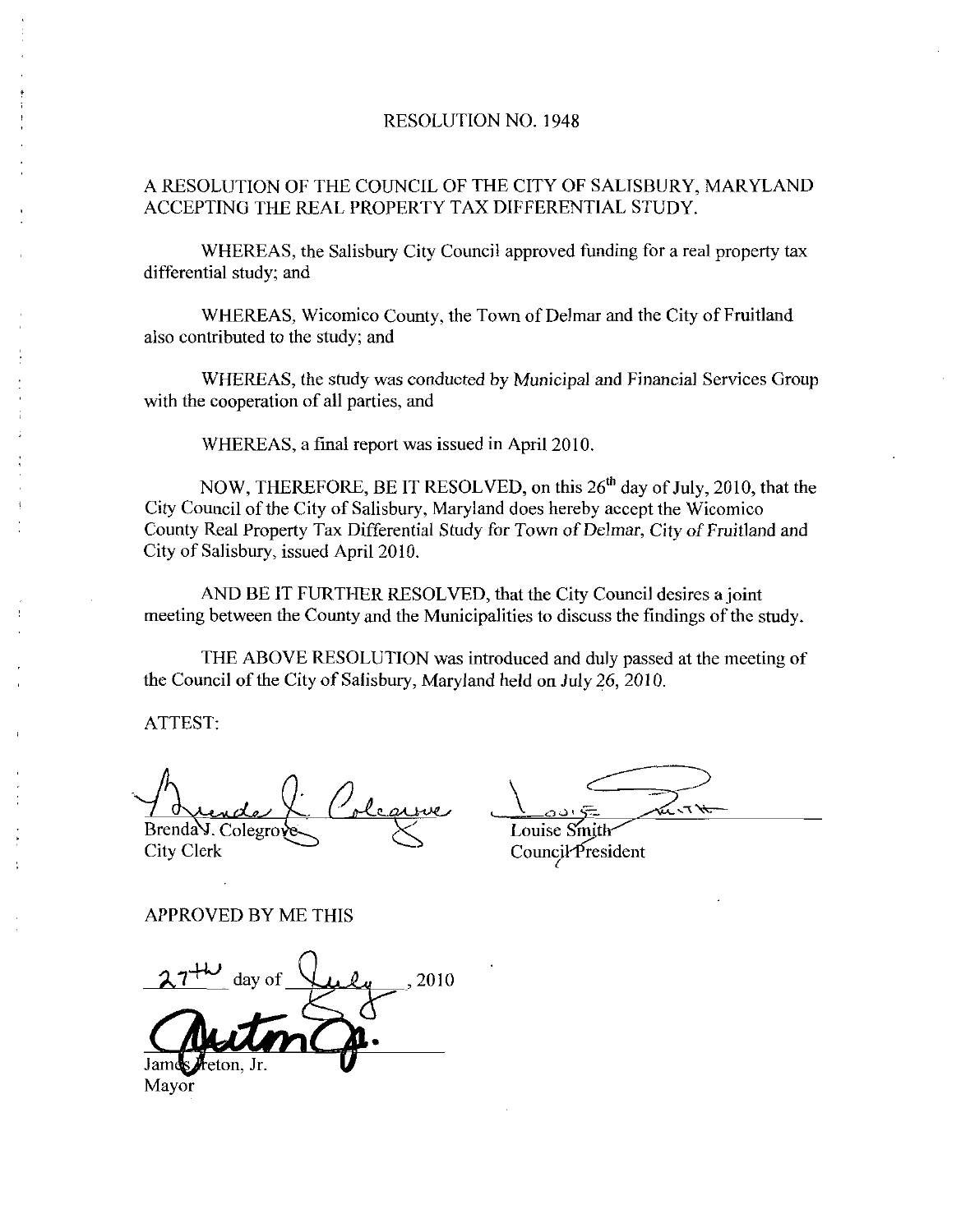# RESOLUTION NO. 1948

A RESOLUTION OF THE COUNCIL OF THE CITY OF SALISBURY, MARYLAND ACCEPTING THE REAL PROPERTY TAX DIFFERENTIAL STUDY.

WHEREAS, the Salisbury City Council approved funding for a real property tax differential study; and

WHEREAS, Wicomico County, the Town of Delmar and the City of Fruitland also contributed to the study; and

WHEREAS, the study was conducted by Municipal and Financial Services Group with the cooperation of all parties, and

WHEREAS, a final report was issued in April 2010.

NOW, THEREFORE, BE IT RESOLVED, on this 26th day of July, 2010, that the City Council of the City of Salisbury, Maryland does hereby accept the Wicomico County Real Property Tax Differential Study for Town of Delmar, City of Fruitland and City of Salisbury, issued April 2010.

AND BE IT FURTHER RESOLVED, that the City Council desires a joint meeting between the County and the Municipalities to discuss the findings of the study.

THE ABOVE RESOLUTION was introduced and duly passed at the meeting of the Council of the City of Salisbury, Maryland held on July 26, 2010.

ATTEST:

Brenda J. Colegrove
City Clerk

Louise Smith
Council President

APPROVED BY ME THIS

27th day of July, 2010

James Ireton, Jr.
Mayor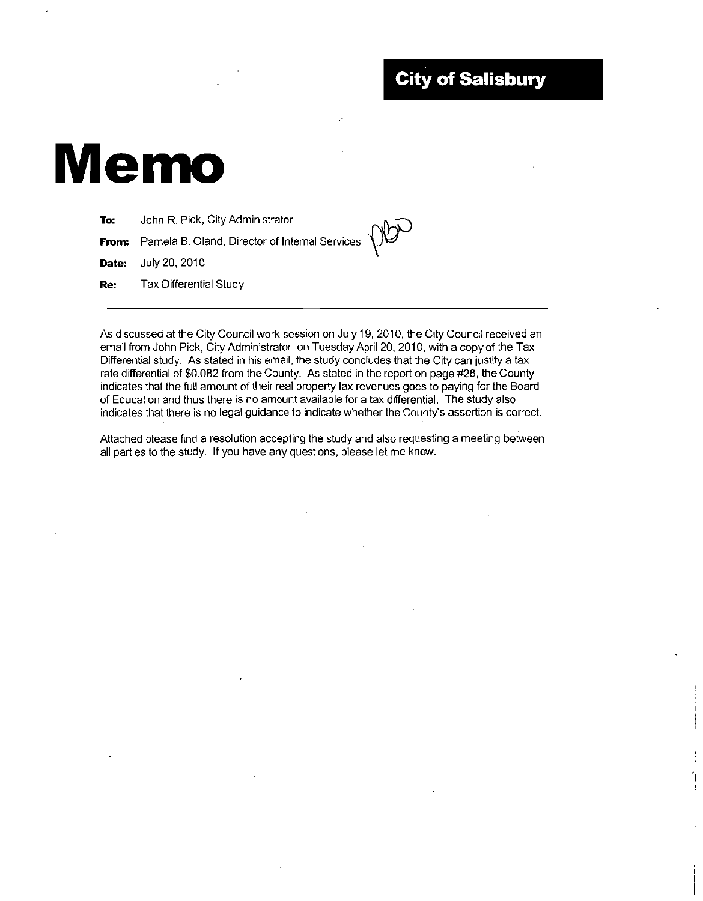**City of Salisbury**

# Memo

**To:** John R. Pick, City Administrator

**From:** Pamela B. Oland, Director of Internal Services

**Date:** July 20, 2010

**Re:** Tax Differential Study

---

As discussed at the City Council work session on July 19, 2010, the City Council received an email from John Pick, City Administrator, on Tuesday April 20, 2010, with a copy of the Tax Differential study. As stated in his email, the study concludes that the City can justify a tax rate differential of $0.082 from the County. As stated in the report on page #28, the County indicates that the full amount of their real property tax revenues goes to paying for the Board of Education and thus there is no amount available for a tax differential. The study also indicates that there is no legal guidance to indicate whether the County's assertion is correct.

Attached please find a resolution accepting the study and also requesting a meeting between all parties to the study. If you have any questions, please let me know.